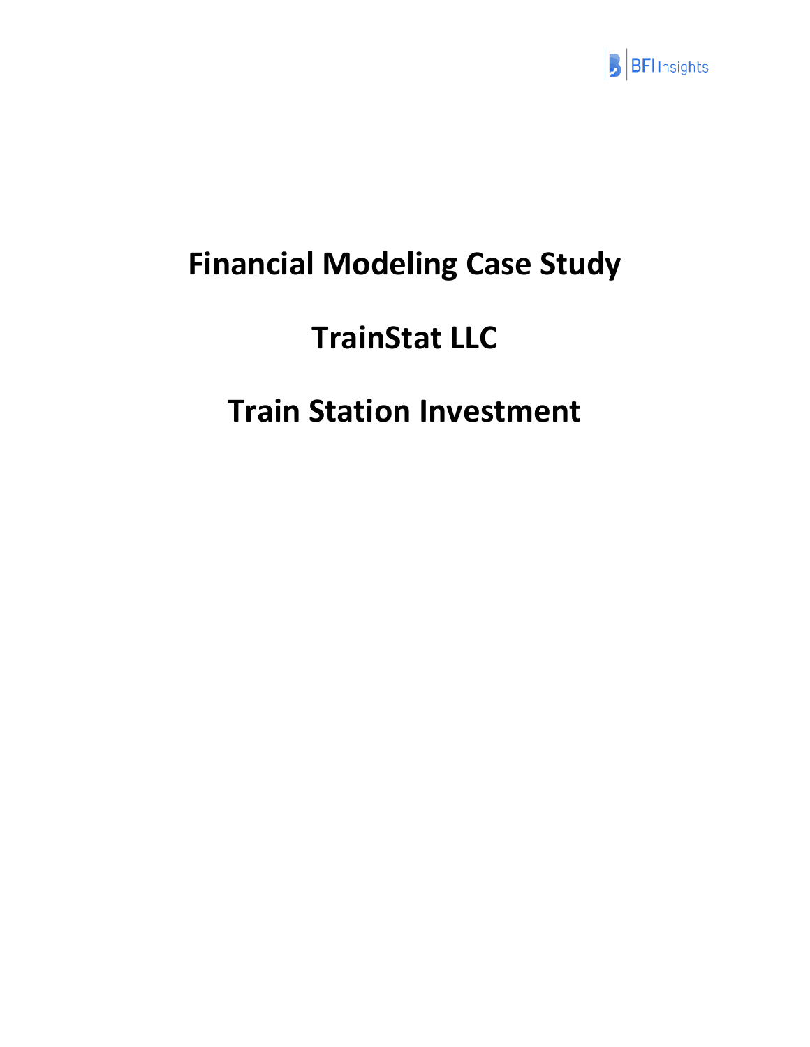# Financial Modeling Case Study

# TrainStat LLC

# Train Station Investment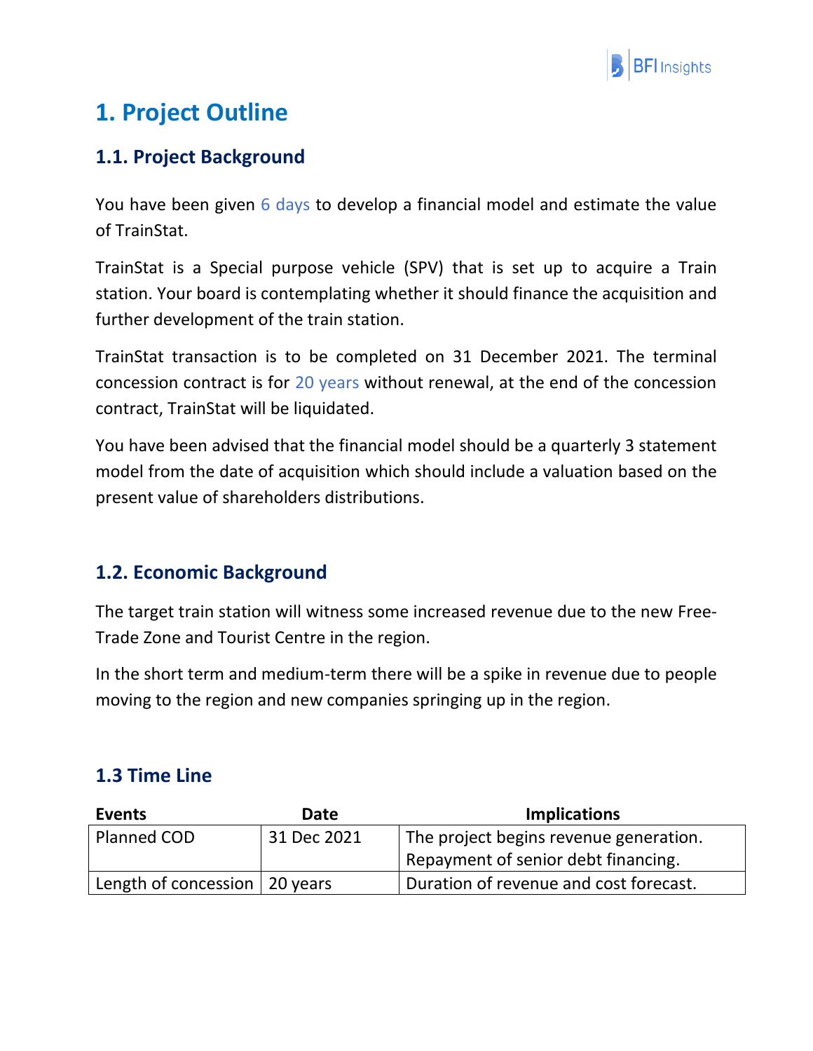# 1. Project Outline

## 1.1. Project Background

You have been given 6 days to develop a financial model and estimate the value of TrainStat.

TrainStat is a Special purpose vehicle (SPV) that is set up to acquire a Train station. Your board is contemplating whether it should finance the acquisition and further development of the train station.

TrainStat transaction is to be completed on 31 December 2021. The terminal concession contract is for 20 years without renewal, at the end of the concession contract, TrainStat will be liquidated.

You have been advised that the financial model should be a quarterly 3 statement model from the date of acquisition which should include a valuation based on the present value of shareholders distributions.

## 1.2. Economic Background

The target train station will witness some increased revenue due to the new Free-Trade Zone and Tourist Centre in the region.

In the short term and medium-term there will be a spike in revenue due to people moving to the region and new companies springing up in the region.

## 1.3 Time Line

| Events | Date | Implications |
|---|---|---|
| Planned COD | 31 Dec 2021 | The project begins revenue generation. Repayment of senior debt financing. |
| Length of concession | 20 years | Duration of revenue and cost forecast. |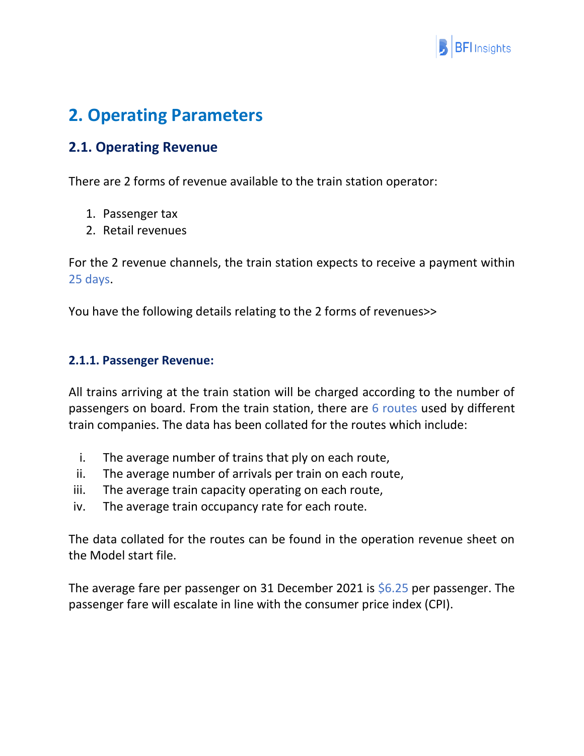## 2. Operating Parameters

### 2.1. Operating Revenue

There are 2 forms of revenue available to the train station operator:

1. Passenger tax
2. Retail revenues

For the 2 revenue channels, the train station expects to receive a payment within 25 days.

You have the following details relating to the 2 forms of revenues>>

#### 2.1.1. Passenger Revenue:

All trains arriving at the train station will be charged according to the number of passengers on board. From the train station, there are 6 routes used by different train companies. The data has been collated for the routes which include:

i. The average number of trains that ply on each route,
ii. The average number of arrivals per train on each route,
iii. The average train capacity operating on each route,
iv. The average train occupancy rate for each route.

The data collated for the routes can be found in the operation revenue sheet on the Model start file.

The average fare per passenger on 31 December 2021 is $6.25 per passenger. The passenger fare will escalate in line with the consumer price index (CPI).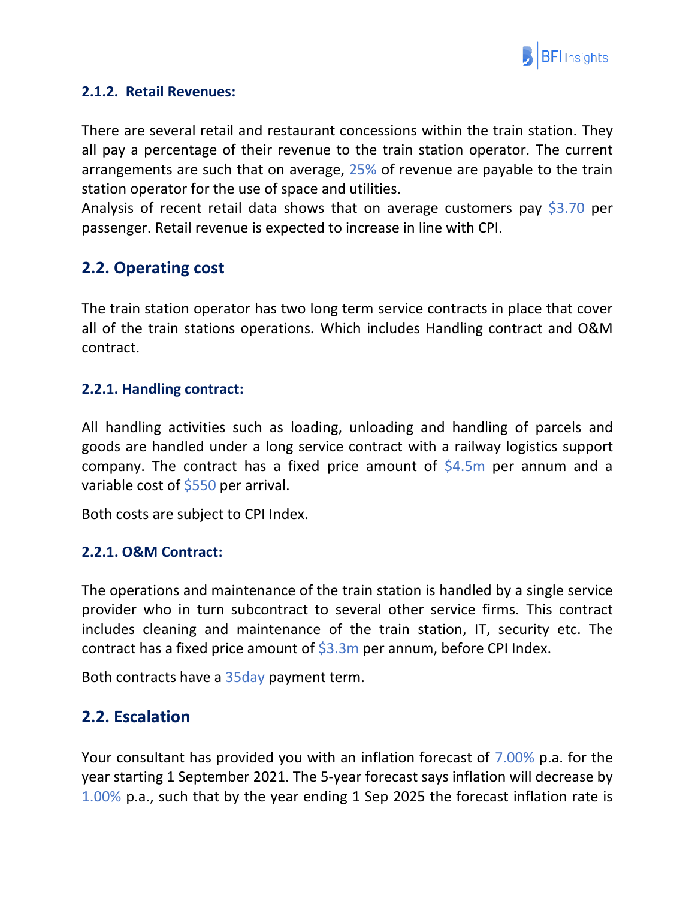### 2.1.2. Retail Revenues:

There are several retail and restaurant concessions within the train station. They all pay a percentage of their revenue to the train station operator. The current arrangements are such that on average, 25% of revenue are payable to the train station operator for the use of space and utilities.
Analysis of recent retail data shows that on average customers pay $3.70 per passenger. Retail revenue is expected to increase in line with CPI.

## 2.2. Operating cost

The train station operator has two long term service contracts in place that cover all of the train stations operations. Which includes Handling contract and O&M contract.

### 2.2.1. Handling contract:

All handling activities such as loading, unloading and handling of parcels and goods are handled under a long service contract with a railway logistics support company. The contract has a fixed price amount of $4.5m per annum and a variable cost of $550 per arrival.

Both costs are subject to CPI Index.

### 2.2.1. O&M Contract:

The operations and maintenance of the train station is handled by a single service provider who in turn subcontract to several other service firms. This contract includes cleaning and maintenance of the train station, IT, security etc. The contract has a fixed price amount of $3.3m per annum, before CPI Index.

Both contracts have a 35day payment term.

## 2.2. Escalation

Your consultant has provided you with an inflation forecast of 7.00% p.a. for the year starting 1 September 2021. The 5-year forecast says inflation will decrease by 1.00% p.a., such that by the year ending 1 Sep 2025 the forecast inflation rate is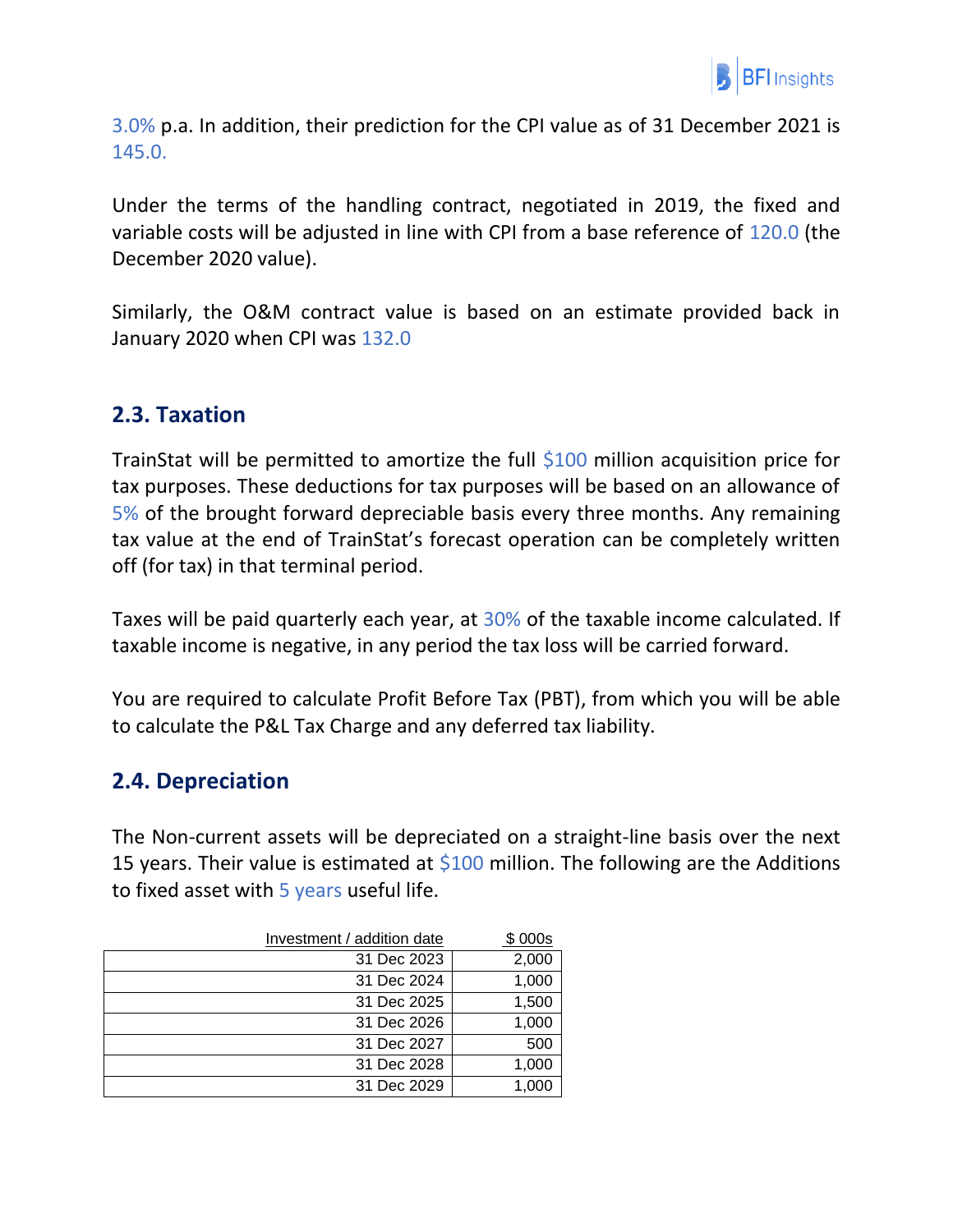3.0% p.a. In addition, their prediction for the CPI value as of 31 December 2021 is 145.0.

Under the terms of the handling contract, negotiated in 2019, the fixed and variable costs will be adjusted in line with CPI from a base reference of 120.0 (the December 2020 value).

Similarly, the O&M contract value is based on an estimate provided back in January 2020 when CPI was 132.0

## 2.3. Taxation

TrainStat will be permitted to amortize the full $100 million acquisition price for tax purposes. These deductions for tax purposes will be based on an allowance of 5% of the brought forward depreciable basis every three months. Any remaining tax value at the end of TrainStat's forecast operation can be completely written off (for tax) in that terminal period.

Taxes will be paid quarterly each year, at 30% of the taxable income calculated. If taxable income is negative, in any period the tax loss will be carried forward.

You are required to calculate Profit Before Tax (PBT), from which you will be able to calculate the P&L Tax Charge and any deferred tax liability.

## 2.4. Depreciation

The Non-current assets will be depreciated on a straight-line basis over the next 15 years. Their value is estimated at $100 million. The following are the Additions to fixed asset with 5 years useful life.

| Investment / addition date | $ 000s |
|---:|---:|
| 31 Dec 2023 | 2,000 |
| 31 Dec 2024 | 1,000 |
| 31 Dec 2025 | 1,500 |
| 31 Dec 2026 | 1,000 |
| 31 Dec 2027 | 500 |
| 31 Dec 2028 | 1,000 |
| 31 Dec 2029 | 1,000 |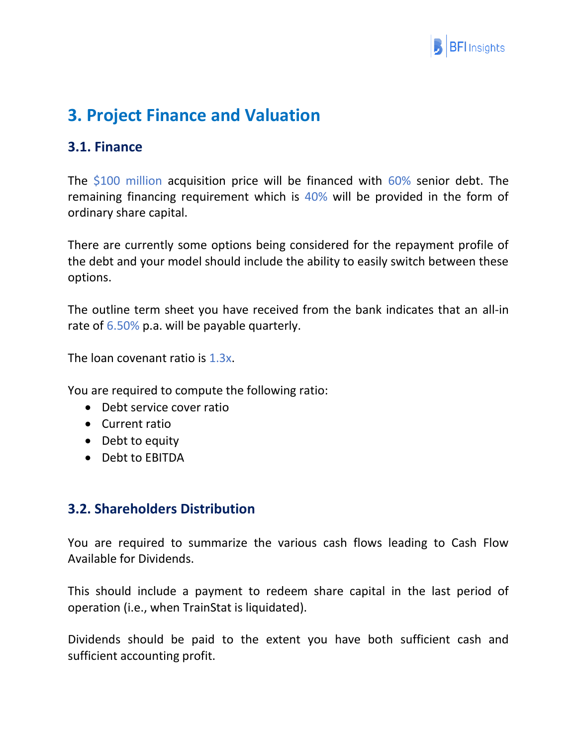# 3. Project Finance and Valuation

## 3.1. Finance

The $100 million acquisition price will be financed with 60% senior debt. The remaining financing requirement which is 40% will be provided in the form of ordinary share capital.

There are currently some options being considered for the repayment profile of the debt and your model should include the ability to easily switch between these options.

The outline term sheet you have received from the bank indicates that an all-in rate of 6.50% p.a. will be payable quarterly.

The loan covenant ratio is 1.3x.

You are required to compute the following ratio:

- Debt service cover ratio
- Current ratio
- Debt to equity
- Debt to EBITDA

## 3.2. Shareholders Distribution

You are required to summarize the various cash flows leading to Cash Flow Available for Dividends.

This should include a payment to redeem share capital in the last period of operation (i.e., when TrainStat is liquidated).

Dividends should be paid to the extent you have both sufficient cash and sufficient accounting profit.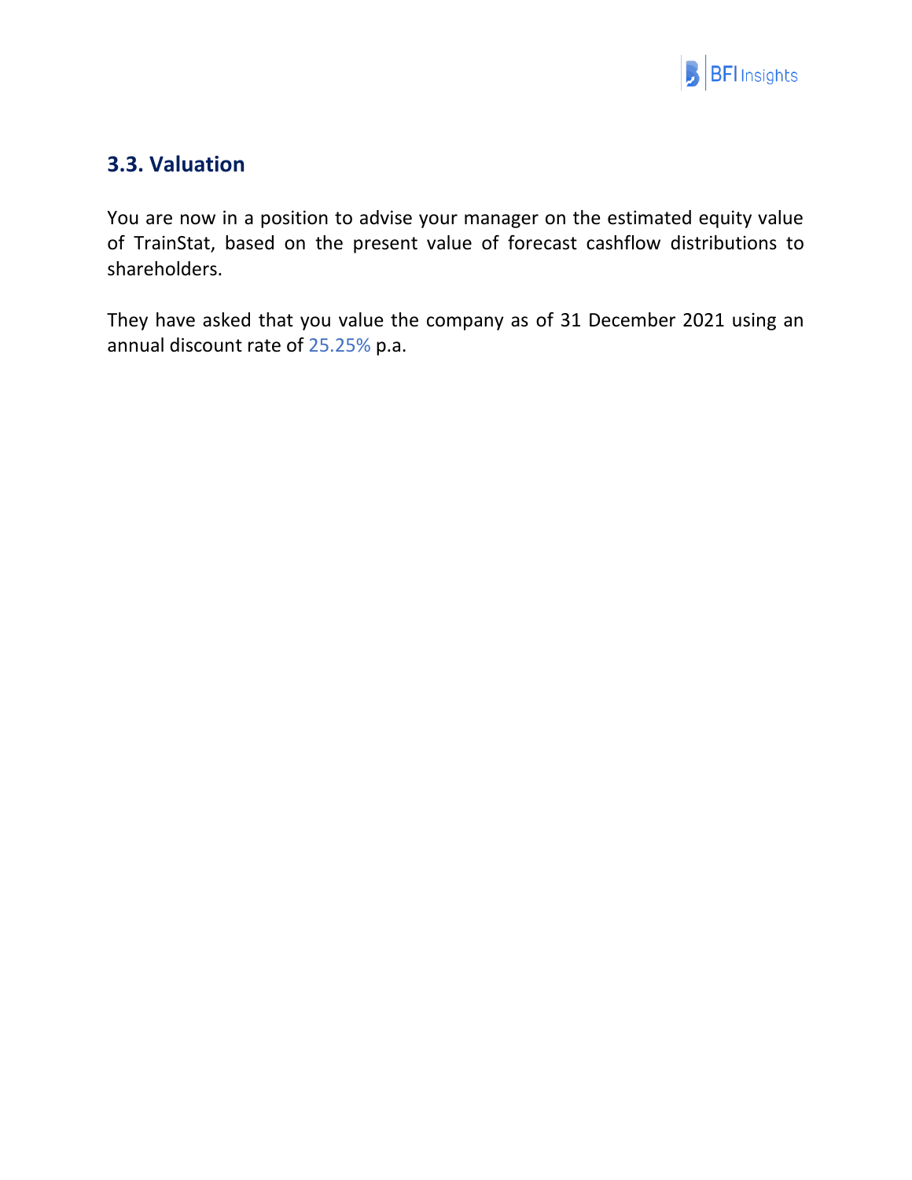### 3.3. Valuation

You are now in a position to advise your manager on the estimated equity value of TrainStat, based on the present value of forecast cashflow distributions to shareholders.

They have asked that you value the company as of 31 December 2021 using an annual discount rate of 25.25% p.a.